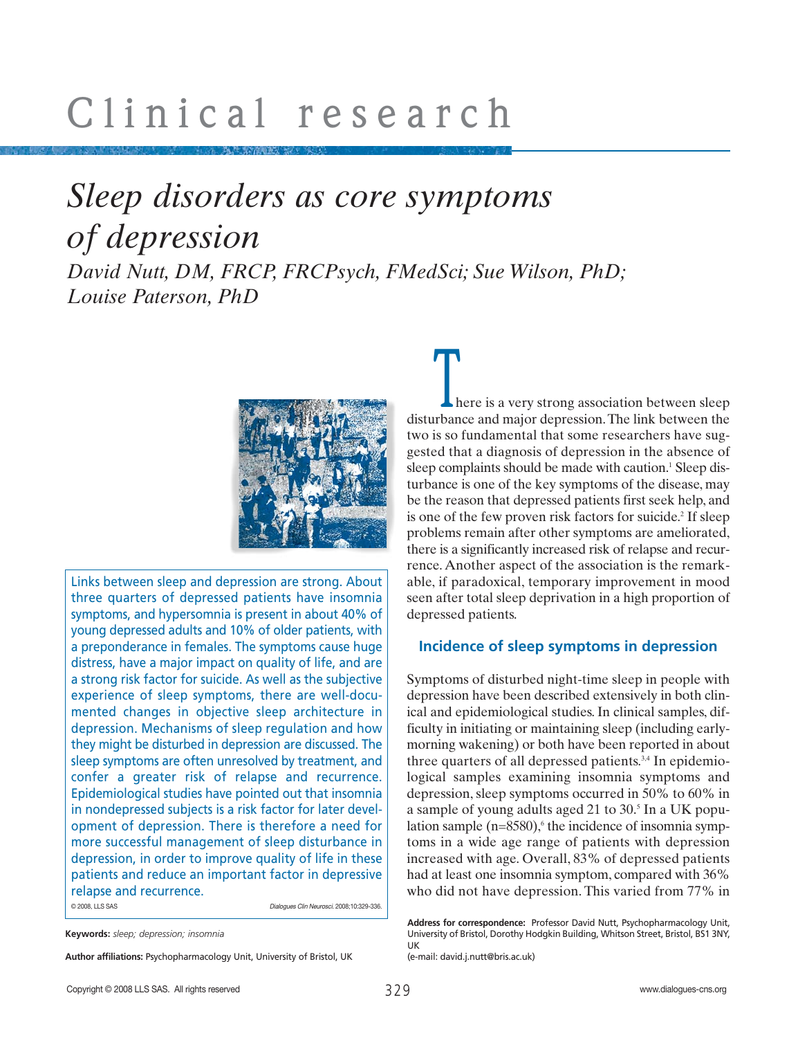# Clinical research

## *Sleep disorders as core symptoms of depression*

*David Nutt, DM, FRCP, FRCPsych, FMedSci; Sue Wilson, PhD; Louise Paterson, PhD*

Links between sleep and depression are strong. About three quarters of depressed patients have insomnia symptoms, and hypersomnia is present in about 40% of young depressed adults and 10% of older patients, with a preponderance in females. The symptoms cause huge distress, have a major impact on quality of life, and are a strong risk factor for suicide. As well as the subjective experience of sleep symptoms, there are well-documented changes in objective sleep architecture in depression. Mechanisms of sleep regulation and how they might be disturbed in depression are discussed. The sleep symptoms are often unresolved by treatment, and confer a greater risk of relapse and recurrence. Epidemiological studies have pointed out that insomnia in nondepressed subjects is a risk factor for later development of depression. There is therefore a need for more successful management of sleep disturbance in depression, in order to improve quality of life in these patients and reduce an important factor in depressive relapse and recurrence.

© 2008, LLS SAS *Dialogues Clin Neurosci.* 2008;10:329-336.

**Keywords:** *sleep; depression; insomnia*

**Author affiliations:** Psychopharmacology Unit, University of Bristol, UK

**Address for correspondence:** Professor David Nutt, Psychopharmacology Unit, University of Bristol, Dorothy Hodgkin Building, Whitson Street, Bristol, BS1 3NY, UK
(e-mail: david.j.nutt@bris.ac.uk)

There is a very strong association between sleep disturbance and major depression. The link between the two is so fundamental that some researchers have suggested that a diagnosis of depression in the absence of sleep complaints should be made with caution.[1] Sleep disturbance is one of the key symptoms of the disease, may be the reason that depressed patients first seek help, and is one of the few proven risk factors for suicide.[2] If sleep problems remain after other symptoms are ameliorated, there is a significantly increased risk of relapse and recurrence. Another aspect of the association is the remarkable, if paradoxical, temporary improvement in mood seen after total sleep deprivation in a high proportion of depressed patients.

### Incidence of sleep symptoms in depression

Symptoms of disturbed night-time sleep in people with depression have been described extensively in both clinical and epidemiological studies. In clinical samples, difficulty in initiating or maintaining sleep (including early-morning wakening) or both have been reported in about three quarters of all depressed patients.[3,4] In epidemiological samples examining insomnia symptoms and depression, sleep symptoms occurred in 50% to 60% in a sample of young adults aged 21 to 30.[5] In a UK population sample (n=8580),[6] the incidence of insomnia symptoms in a wide age range of patients with depression increased with age. Overall, 83% of depressed patients had at least one insomnia symptom, compared with 36% who did not have depression. This varied from 77% in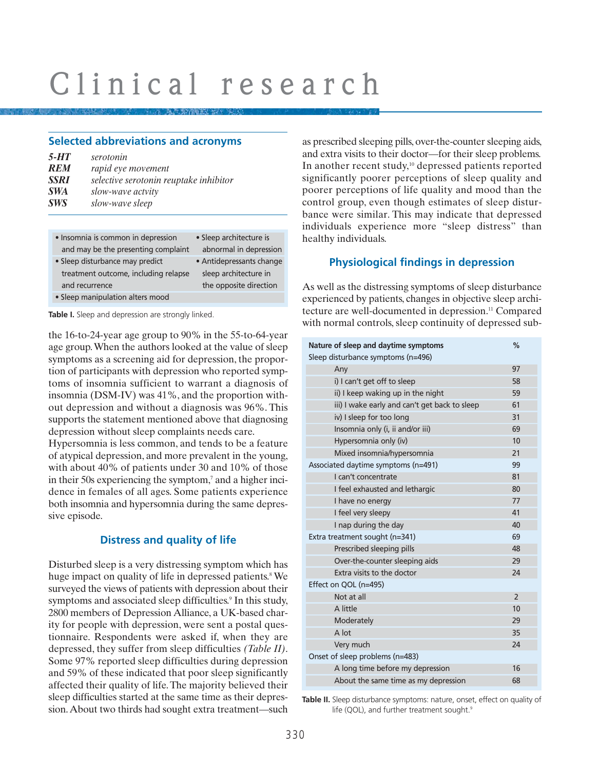## Selected abbreviations and acronyms

***5-HT*** *serotonin*
***REM*** *rapid eye movement*
***SSRI*** *selective serotonin reuptake inhibitor*
***SWA*** *slow-wave actvity*
***SWS*** *slow-wave sleep*

| | |
|---|---|
| • Insomnia is common in depression and may be the presenting complaint | • Sleep architecture is abnormal in depression |
| • Sleep disturbance may predict treatment outcome, including relapse and recurrence | • Antidepressants change sleep architecture in the opposite direction |
| • Sleep manipulation alters mood | |

**Table I.** Sleep and depression are strongly linked.

the 16-to-24-year age group to 90% in the 55-to-64-year age group. When the authors looked at the value of sleep symptoms as a screening aid for depression, the proportion of participants with depression who reported symptoms of insomnia sufficient to warrant a diagnosis of insomnia (DSM-IV) was 41%, and the proportion without depression and without a diagnosis was 96%. This supports the statement mentioned above that diagnosing depression without sleep complaints needs care.

Hypersomnia is less common, and tends to be a feature of atypical depression, and more prevalent in the young, with about 40% of patients under 30 and 10% of those in their 50s experiencing the symptom,[7] and a higher incidence in females of all ages. Some patients experience both insomnia and hypersomnia during the same depressive episode.

### Distress and quality of life

Disturbed sleep is a very distressing symptom which has huge impact on quality of life in depressed patients.[8] We surveyed the views of patients with depression about their symptoms and associated sleep difficulties.[9] In this study, 2800 members of Depression Alliance, a UK-based charity for people with depression, were sent a postal questionnaire. Respondents were asked if, when they are depressed, they suffer from sleep difficulties *(Table II)*. Some 97% reported sleep difficulties during depression and 59% of these indicated that poor sleep significantly affected their quality of life. The majority believed their sleep difficulties started at the same time as their depression. About two thirds had sought extra treatment—such as prescribed sleeping pills, over-the-counter sleeping aids, and extra visits to their doctor—for their sleep problems. In another recent study,[10] depressed patients reported significantly poorer perceptions of sleep quality and poorer perceptions of life quality and mood than the control group, even though estimates of sleep disturbance were similar. This may indicate that depressed individuals experience more "sleep distress" than healthy individuals.

### Physiological findings in depression

As well as the distressing symptoms of sleep disturbance experienced by patients, changes in objective sleep architecture are well-documented in depression.[11] Compared with normal controls, sleep continuity of depressed sub-

| Nature of sleep and daytime symptoms | % |
|---|---|
| Sleep disturbance symptoms (n=496) | |
| Any | 97 |
| i) I can't get off to sleep | 58 |
| ii) I keep waking up in the night | 59 |
| iii) I wake early and can't get back to sleep | 61 |
| iv) I sleep for too long | 31 |
| Insomnia only (i, ii and/or iii) | 69 |
| Hypersomnia only (iv) | 10 |
| Mixed insomnia/hypersomnia | 21 |
| Associated daytime symptoms (n=491) | 99 |
| I can't concentrate | 81 |
| I feel exhausted and lethargic | 80 |
| I have no energy | 77 |
| I feel very sleepy | 41 |
| I nap during the day | 40 |
| Extra treatment sought (n=341) | 69 |
| Prescribed sleeping pills | 48 |
| Over-the-counter sleeping aids | 29 |
| Extra visits to the doctor | 24 |
| Effect on QOL (n=495) | |
| Not at all | 2 |
| A little | 10 |
| Moderately | 29 |
| A lot | 35 |
| Very much | 24 |
| Onset of sleep problems (n=483) | |
| A long time before my depression | 16 |
| About the same time as my depression | 68 |

**Table II.** Sleep disturbance symptoms: nature, onset, effect on quality of life (QOL), and further treatment sought.[9]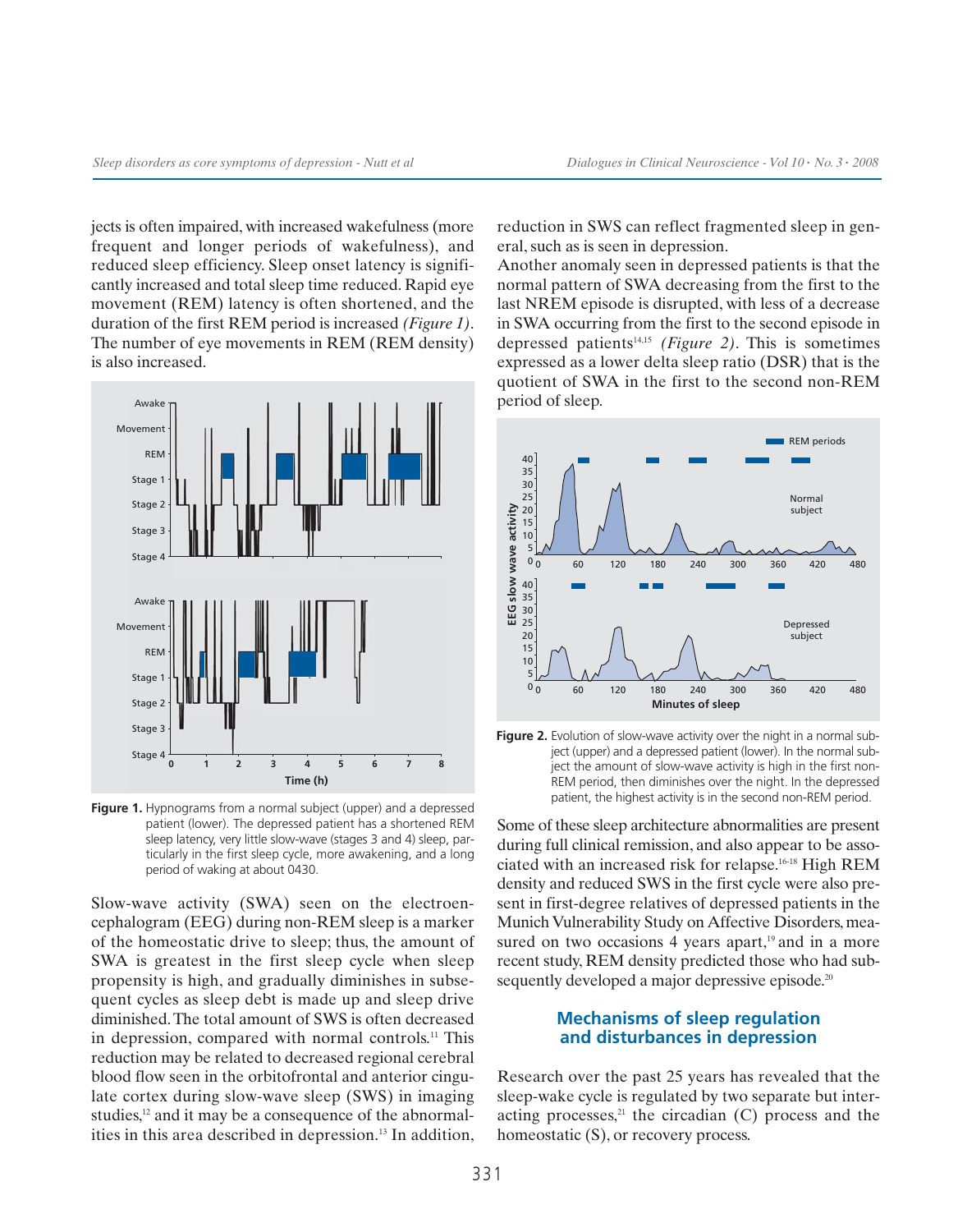jects is often impaired, with increased wakefulness (more frequent and longer periods of wakefulness), and reduced sleep efficiency. Sleep onset latency is significantly increased and total sleep time reduced. Rapid eye movement (REM) latency is often shortened, and the duration of the first REM period is increased *(Figure 1)*. The number of eye movements in REM (REM density) is also increased.

**Figure 1.** Hypnograms from a normal subject (upper) and a depressed patient (lower). The depressed patient has a shortened REM sleep latency, very little slow-wave (stages 3 and 4) sleep, particularly in the first sleep cycle, more awakening, and a long period of waking at about 0430.

Slow-wave activity (SWA) seen on the electroencephalogram (EEG) during non-REM sleep is a marker of the homeostatic drive to sleep; thus, the amount of SWA is greatest in the first sleep cycle when sleep propensity is high, and gradually diminishes in subsequent cycles as sleep debt is made up and sleep drive diminished. The total amount of SWS is often decreased in depression, compared with normal controls.[11] This reduction may be related to decreased regional cerebral blood flow seen in the orbitofrontal and anterior cingulate cortex during slow-wave sleep (SWS) in imaging studies,[12] and it may be a consequence of the abnormalities in this area described in depression.[13] In addition, reduction in SWS can reflect fragmented sleep in general, such as is seen in depression.

Another anomaly seen in depressed patients is that the normal pattern of SWA decreasing from the first to the last NREM episode is disrupted, with less of a decrease in SWA occurring from the first to the second episode in depressed patients[14,15] *(Figure 2)*. This is sometimes expressed as a lower delta sleep ratio (DSR) that is the quotient of SWA in the first to the second non-REM period of sleep.

**Figure 2.** Evolution of slow-wave activity over the night in a normal subject (upper) and a depressed patient (lower). In the normal subject the amount of slow-wave activity is high in the first non-REM period, then diminishes over the night. In the depressed patient, the highest activity is in the second non-REM period.

Some of these sleep architecture abnormalities are present during full clinical remission, and also appear to be associated with an increased risk for relapse.[16-18] High REM density and reduced SWS in the first cycle were also present in first-degree relatives of depressed patients in the Munich Vulnerability Study on Affective Disorders, measured on two occasions 4 years apart,[19] and in a more recent study, REM density predicted those who had subsequently developed a major depressive episode.[20]

## Mechanisms of sleep regulation and disturbances in depression

Research over the past 25 years has revealed that the sleep-wake cycle is regulated by two separate but interacting processes,[21] the circadian (C) process and the homeostatic (S), or recovery process.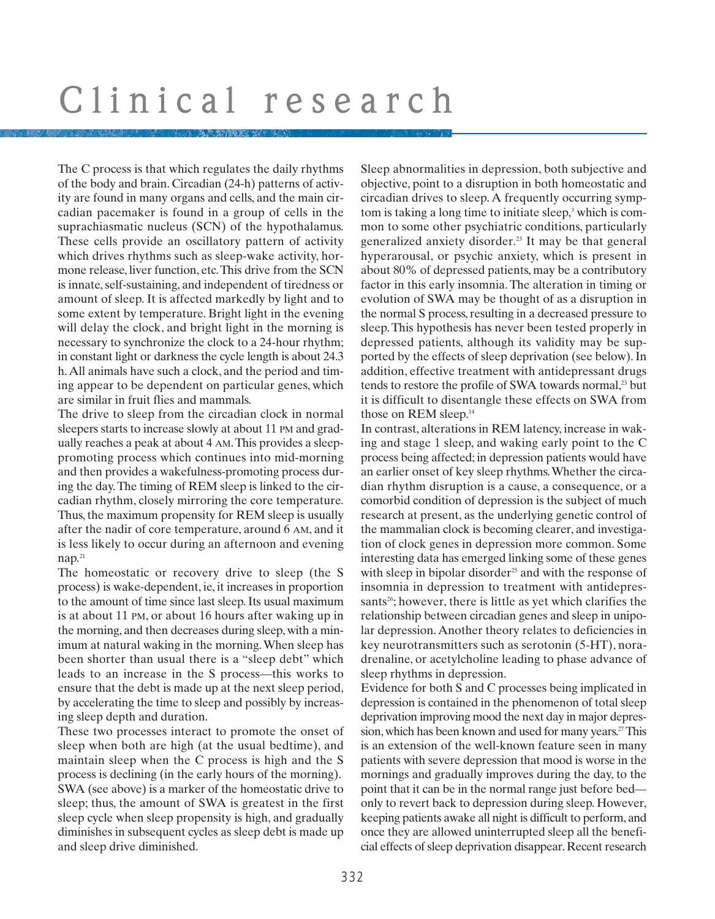The C process is that which regulates the daily rhythms of the body and brain. Circadian (24-h) patterns of activity are found in many organs and cells, and the main circadian pacemaker is found in a group of cells in the suprachiasmatic nucleus (SCN) of the hypothalamus. These cells provide an oscillatory pattern of activity which drives rhythms such as sleep-wake activity, hormone release, liver function, etc. This drive from the SCN is innate, self-sustaining, and independent of tiredness or amount of sleep. It is affected markedly by light and to some extent by temperature. Bright light in the evening will delay the clock, and bright light in the morning is necessary to synchronize the clock to a 24-hour rhythm; in constant light or darkness the cycle length is about 24.3 h. All animals have such a clock, and the period and timing appear to be dependent on particular genes, which are similar in fruit flies and mammals.

The drive to sleep from the circadian clock in normal sleepers starts to increase slowly at about 11 PM and gradually reaches a peak at about 4 AM. This provides a sleep-promoting process which continues into mid-morning and then provides a wakefulness-promoting process during the day. The timing of REM sleep is linked to the circadian rhythm, closely mirroring the core temperature. Thus, the maximum propensity for REM sleep is usually after the nadir of core temperature, around 6 AM, and it is less likely to occur during an afternoon and evening nap.[21]

The homeostatic or recovery drive to sleep (the S process) is wake-dependent, ie, it increases in proportion to the amount of time since last sleep. Its usual maximum is at about 11 PM, or about 16 hours after waking up in the morning, and then decreases during sleep, with a minimum at natural waking in the morning. When sleep has been shorter than usual there is a "sleep debt" which leads to an increase in the S process—this works to ensure that the debt is made up at the next sleep period, by accelerating the time to sleep and possibly by increasing sleep depth and duration.

These two processes interact to promote the onset of sleep when both are high (at the usual bedtime), and maintain sleep when the C process is high and the S process is declining (in the early hours of the morning). SWA (see above) is a marker of the homeostatic drive to sleep; thus, the amount of SWA is greatest in the first sleep cycle when sleep propensity is high, and gradually diminishes in subsequent cycles as sleep debt is made up and sleep drive diminished.

Sleep abnormalities in depression, both subjective and objective, point to a disruption in both homeostatic and circadian drives to sleep. A frequently occurring symptom is taking a long time to initiate sleep,[3] which is common to some other psychiatric conditions, particularly generalized anxiety disorder.[23] It may be that general hyperarousal, or psychic anxiety, which is present in about 80% of depressed patients, may be a contributory factor in this early insomnia. The alteration in timing or evolution of SWA may be thought of as a disruption in the normal S process, resulting in a decreased pressure to sleep. This hypothesis has never been tested properly in depressed patients, although its validity may be supported by the effects of sleep deprivation (see below). In addition, effective treatment with antidepressant drugs tends to restore the profile of SWA towards normal,[23] but it is difficult to disentangle these effects on SWA from those on REM sleep.[14]

In contrast, alterations in REM latency, increase in waking and stage 1 sleep, and waking early point to the C process being affected; in depression patients would have an earlier onset of key sleep rhythms. Whether the circadian rhythm disruption is a cause, a consequence, or a comorbid condition of depression is the subject of much research at present, as the underlying genetic control of the mammalian clock is becoming clearer, and investigation of clock genes in depression more common. Some interesting data has emerged linking some of these genes with sleep in bipolar disorder[25] and with the response of insomnia in depression to treatment with antidepressants[26]; however, there is little as yet which clarifies the relationship between circadian genes and sleep in unipolar depression. Another theory relates to deficiencies in key neurotransmitters such as serotonin (5-HT), noradrenaline, or acetylcholine leading to phase advance of sleep rhythms in depression.

Evidence for both S and C processes being implicated in depression is contained in the phenomenon of total sleep deprivation improving mood the next day in major depression, which has been known and used for many years.[27] This is an extension of the well-known feature seen in many patients with severe depression that mood is worse in the mornings and gradually improves during the day, to the point that it can be in the normal range just before bed—only to revert back to depression during sleep. However, keeping patients awake all night is difficult to perform, and once they are allowed uninterrupted sleep all the beneficial effects of sleep deprivation disappear. Recent research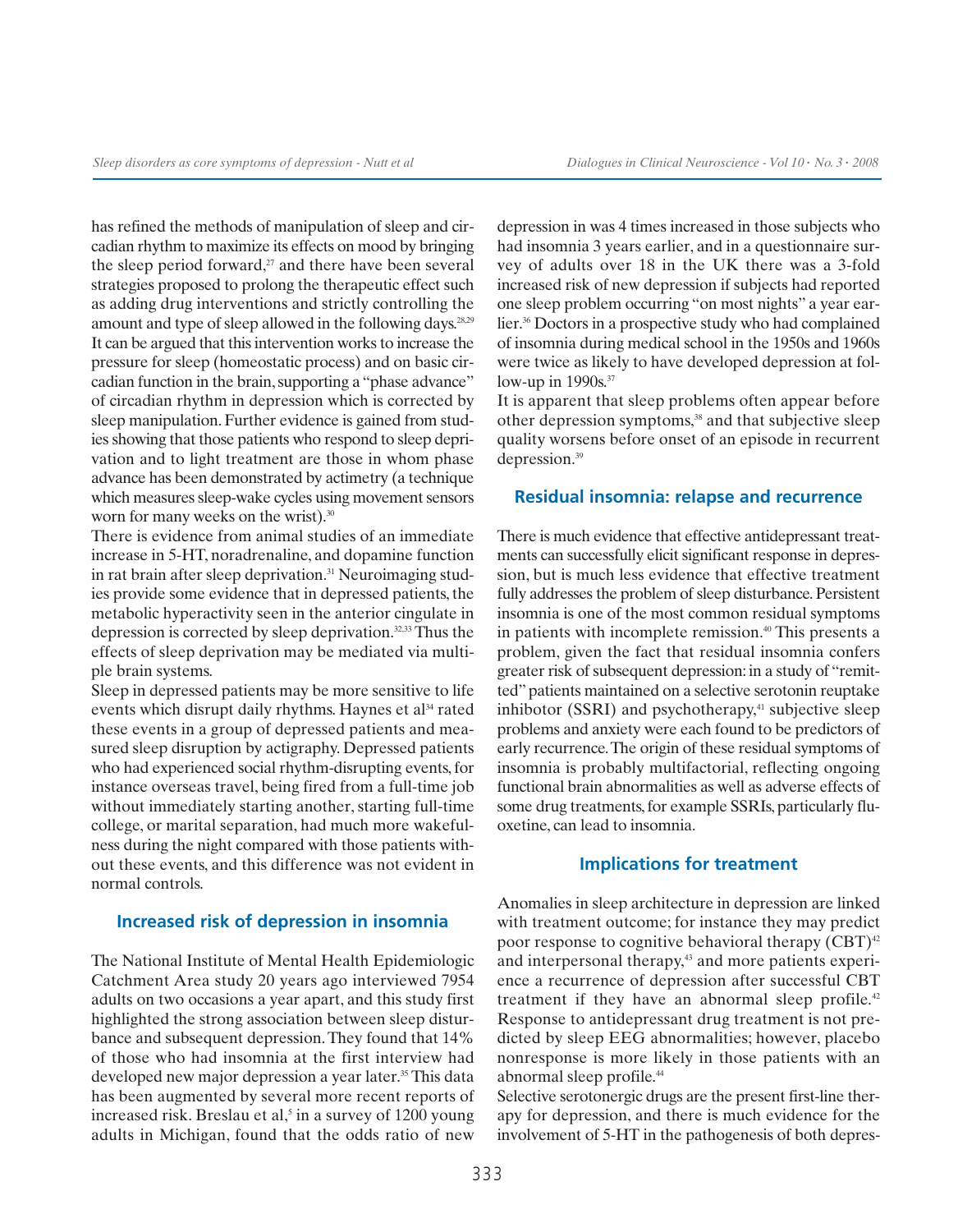has refined the methods of manipulation of sleep and circadian rhythm to maximize its effects on mood by bringing the sleep period forward,[27] and there have been several strategies proposed to prolong the therapeutic effect such as adding drug interventions and strictly controlling the amount and type of sleep allowed in the following days.[28,29] It can be argued that this intervention works to increase the pressure for sleep (homeostatic process) and on basic circadian function in the brain, supporting a "phase advance" of circadian rhythm in depression which is corrected by sleep manipulation. Further evidence is gained from studies showing that those patients who respond to sleep deprivation and to light treatment are those in whom phase advance has been demonstrated by actimetry (a technique which measures sleep-wake cycles using movement sensors worn for many weeks on the wrist).[30]

There is evidence from animal studies of an immediate increase in 5-HT, noradrenaline, and dopamine function in rat brain after sleep deprivation.[31] Neuroimaging studies provide some evidence that in depressed patients, the metabolic hyperactivity seen in the anterior cingulate in depression is corrected by sleep deprivation.[32,33] Thus the effects of sleep deprivation may be mediated via multiple brain systems.

Sleep in depressed patients may be more sensitive to life events which disrupt daily rhythms. Haynes et al[34] rated these events in a group of depressed patients and measured sleep disruption by actigraphy. Depressed patients who had experienced social rhythm-disrupting events, for instance overseas travel, being fired from a full-time job without immediately starting another, starting full-time college, or marital separation, had much more wakefulness during the night compared with those patients without these events, and this difference was not evident in normal controls.

## Increased risk of depression in insomnia

The National Institute of Mental Health Epidemiologic Catchment Area study 20 years ago interviewed 7954 adults on two occasions a year apart, and this study first highlighted the strong association between sleep disturbance and subsequent depression. They found that 14% of those who had insomnia at the first interview had developed new major depression a year later.[35] This data has been augmented by several more recent reports of increased risk. Breslau et al,[5] in a survey of 1200 young adults in Michigan, found that the odds ratio of new depression in was 4 times increased in those subjects who had insomnia 3 years earlier, and in a questionnaire survey of adults over 18 in the UK there was a 3-fold increased risk of new depression if subjects had reported one sleep problem occurring "on most nights" a year earlier.[36] Doctors in a prospective study who had complained of insomnia during medical school in the 1950s and 1960s were twice as likely to have developed depression at follow-up in 1990s.[37]

It is apparent that sleep problems often appear before other depression symptoms,[38] and that subjective sleep quality worsens before onset of an episode in recurrent depression.[39]

## Residual insomnia: relapse and recurrence

There is much evidence that effective antidepressant treatments can successfully elicit significant response in depression, but is much less evidence that effective treatment fully addresses the problem of sleep disturbance. Persistent insomnia is one of the most common residual symptoms in patients with incomplete remission.[40] This presents a problem, given the fact that residual insomnia confers greater risk of subsequent depression: in a study of "remitted" patients maintained on a selective serotonin reuptake inhibotor (SSRI) and psychotherapy,[41] subjective sleep problems and anxiety were each found to be predictors of early recurrence. The origin of these residual symptoms of insomnia is probably multifactorial, reflecting ongoing functional brain abnormalities as well as adverse effects of some drug treatments, for example SSRIs, particularly fluoxetine, can lead to insomnia.

## Implications for treatment

Anomalies in sleep architecture in depression are linked with treatment outcome; for instance they may predict poor response to cognitive behavioral therapy (CBT)[42] and interpersonal therapy,[43] and more patients experience a recurrence of depression after successful CBT treatment if they have an abnormal sleep profile.[42] Response to antidepressant drug treatment is not predicted by sleep EEG abnormalities; however, placebo nonresponse is more likely in those patients with an abnormal sleep profile.[44]

Selective serotonergic drugs are the present first-line therapy for depression, and there is much evidence for the involvement of 5-HT in the pathogenesis of both depres-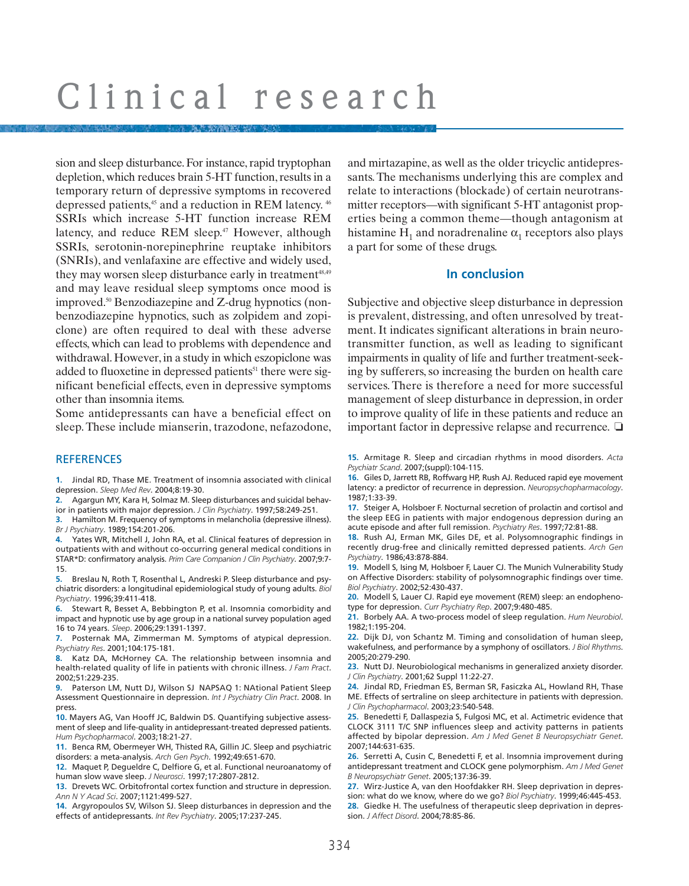sion and sleep disturbance. For instance, rapid tryptophan depletion, which reduces brain 5-HT function, results in a temporary return of depressive symptoms in recovered depressed patients,[45] and a reduction in REM latency.[46] SSRIs which increase 5-HT function increase REM latency, and reduce REM sleep.[47] However, although SSRIs, serotonin-norepinephrine reuptake inhibitors (SNRIs), and venlafaxine are effective and widely used, they may worsen sleep disturbance early in treatment[48,49] and may leave residual sleep symptoms once mood is improved.[50] Benzodiazepine and Z-drug hypnotics (nonbenzodiazepine hypnotics, such as zolpidem and zopiclone) are often required to deal with these adverse effects, which can lead to problems with dependence and withdrawal. However, in a study in which eszopiclone was added to fluoxetine in depressed patients[51] there were significant beneficial effects, even in depressive symptoms other than insomnia items.

Some antidepressants can have a beneficial effect on sleep. These include mianserin, trazodone, nefazodone, and mirtazapine, as well as the older tricyclic antidepressants. The mechanisms underlying this are complex and relate to interactions (blockade) of certain neurotransmitter receptors—with significant 5-HT antagonist properties being a common theme—though antagonism at histamine $H_1$ and noradrenaline $\alpha_1$ receptors also plays a part for some of these drugs.

## In conclusion

Subjective and objective sleep disturbance in depression is prevalent, distressing, and often unresolved by treatment. It indicates significant alterations in brain neurotransmitter function, as well as leading to significant impairments in quality of life and further treatment-seeking by sufferers, so increasing the burden on health care services. There is therefore a need for more successful management of sleep disturbance in depression, in order to improve quality of life in these patients and reduce an important factor in depressive relapse and recurrence. ❑

## REFERENCES

1. Jindal RD, Thase ME. Treatment of insomnia associated with clinical depression. *Sleep Med Rev*. 2004;8:19-30.
2. Agargun MY, Kara H, Solmaz M. Sleep disturbances and suicidal behavior in patients with major depression. *J Clin Psychiatry*. 1997;58:249-251.
3. Hamilton M. Frequency of symptoms in melancholia (depressive illness). *Br J Psychiatry*. 1989;154:201-206.
4. Yates WR, Mitchell J, John RA, et al. Clinical features of depression in outpatients with and without co-occurring general medical conditions in STAR*D: confirmatory analysis. *Prim Care Companion J Clin Psychiatry*. 2007;9:7-15.
5. Breslau N, Roth T, Rosenthal L, Andreski P. Sleep disturbance and psychiatric disorders: a longitudinal epidemiological study of young adults. *Biol Psychiatry*. 1996;39:411-418.
6. Stewart R, Besset A, Bebbington P, et al. Insomnia comorbidity and impact and hypnotic use by age group in a national survey population aged 16 to 74 years. *Sleep*. 2006;29:1391-1397.
7. Posternak MA, Zimmerman M. Symptoms of atypical depression. *Psychiatry Res*. 2001;104:175-181.
8. Katz DA, McHorney CA. The relationship between insomnia and health-related quality of life in patients with chronic illness. *J Fam Pract*. 2002;51:229-235.
9. Paterson LM, Nutt DJ, Wilson SJ NAPSAQ 1: NAtional Patient Sleep Assessment Questionnaire in depression. *Int J Psychiatry Clin Pract*. 2008. In press.
10. Mayers AG, Van Hooff JC, Baldwin DS. Quantifying subjective assessment of sleep and life-quality in antidepressant-treated depressed patients. *Hum Psychopharmacol*. 2003;18:21-27.
11. Benca RM, Obermeyer WH, Thisted RA, Gillin JC. Sleep and psychiatric disorders: a meta-analysis. *Arch Gen Psych*. 1992;49:651-670.
12. Maquet P, Degueldre C, Delfiore G, et al. Functional neuroanatomy of human slow wave sleep. *J Neurosci*. 1997;17:2807-2812.
13. Drevets WC. Orbitofrontal cortex function and structure in depression. *Ann N Y Acad Sci*. 2007;1121:499-527.
14. Argyropoulos SV, Wilson SJ. Sleep disturbances in depression and the effects of antidepressants. *Int Rev Psychiatry*. 2005;17:237-245.
15. Armitage R. Sleep and circadian rhythms in mood disorders. *Acta Psychiatr Scand*. 2007;(suppl):104-115.
16. Giles D, Jarrett RB, Roffwarg HP, Rush AJ. Reduced rapid eye movement latency: a predictor of recurrence in depression. *Neuropsychopharmacology*. 1987;1:33-39.
17. Steiger A, Holsboer F. Nocturnal secretion of prolactin and cortisol and the sleep EEG in patients with major endogenous depression during an acute episode and after full remission. *Psychiatry Res*. 1997;72:81-88.
18. Rush AJ, Erman MK, Giles DE, et al. Polysomnographic findings in recently drug-free and clinically remitted depressed patients. *Arch Gen Psychiatry*. 1986;43:878-884.
19. Modell S, Ising M, Holsboer F, Lauer CJ. The Munich Vulnerability Study on Affective Disorders: stability of polysomnographic findings over time. *Biol Psychiatry*. 2002;52:430-437.
20. Modell S, Lauer CJ. Rapid eye movement (REM) sleep: an endophenotype for depression. *Curr Psychiatry Rep*. 2007;9:480-485.
21. Borbely AA. A two-process model of sleep regulation. *Hum Neurobiol*. 1982;1:195-204.
22. Dijk DJ, von Schantz M. Timing and consolidation of human sleep, wakefulness, and performance by a symphony of oscillators. *J Biol Rhythms*. 2005;20:279-290.
23. Nutt DJ. Neurobiological mechanisms in generalized anxiety disorder. *J Clin Psychiatry*. 2001;62 Suppl 11:22-27.
24. Jindal RD, Friedman ES, Berman SR, Fasiczka AL, Howland RH, Thase ME. Effects of sertraline on sleep architecture in patients with depression. *J Clin Psychopharmacol*. 2003;23:540-548.
25. Benedetti F, Dallaspezia S, Fulgosi MC, et al. Actimetric evidence that CLOCK 3111 T/C SNP influences sleep and activity patterns in patients affected by bipolar depression. *Am J Med Genet B Neuropsychiatr Genet*. 2007;144:631-635.
26. Serretti A, Cusin C, Benedetti F, et al. Insomnia improvement during antidepressant treatment and CLOCK gene polymorphism. *Am J Med Genet B Neuropsychiatr Genet*. 2005;137:36-39.
27. Wirz-Justice A, van den Hoofdakker RH. Sleep deprivation in depression: what do we know, where do we go? *Biol Psychiatry*. 1999;46:445-453.
28. Giedke H. The usefulness of therapeutic sleep deprivation in depression. *J Affect Disord*. 2004;78:85-86.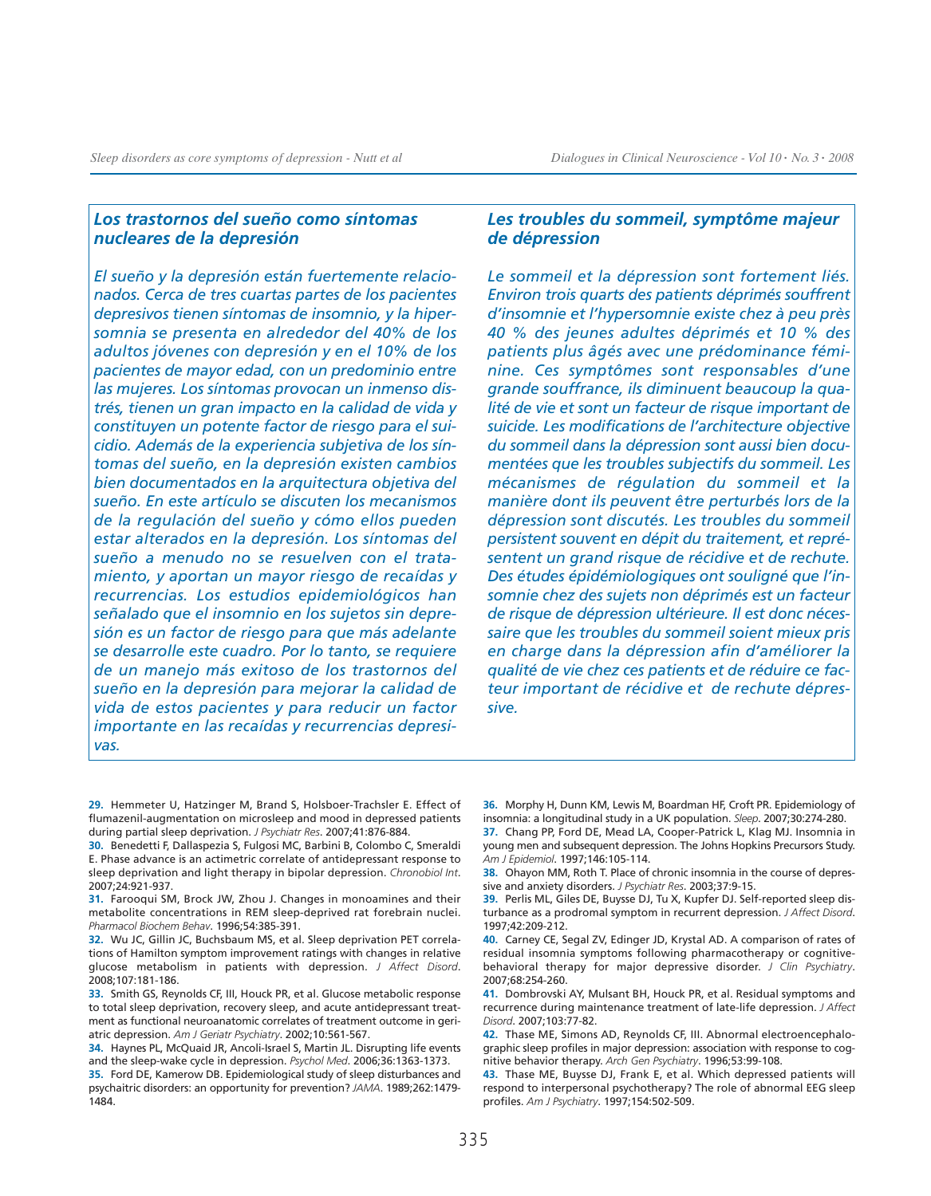## *Los trastornos del sueño como síntomas nucleares de la depresión*

*El sueño y la depresión están fuertemente relacionados. Cerca de tres cuartas partes de los pacientes depresivos tienen síntomas de insomnio, y la hipersomnia se presenta en alrededor del 40% de los adultos jóvenes con depresión y en el 10% de los pacientes de mayor edad, con un predominio entre las mujeres. Los síntomas provocan un inmenso distrés, tienen un gran impacto en la calidad de vida y constituyen un potente factor de riesgo para el suicidio. Además de la experiencia subjetiva de los síntomas del sueño, en la depresión existen cambios bien documentados en la arquitectura objetiva del sueño. En este artículo se discuten los mecanismos de la regulación del sueño y cómo ellos pueden estar alterados en la depresión. Los síntomas del sueño a menudo no se resuelven con el tratamiento, y aportan un mayor riesgo de recaídas y recurrencias. Los estudios epidemiológicos han señalado que el insomnio en los sujetos sin depresión es un factor de riesgo para que más adelante se desarrolle este cuadro. Por lo tanto, se requiere de un manejo más exitoso de los trastornos del sueño en la depresión para mejorar la calidad de vida de estos pacientes y para reducir un factor importante en las recaídas y recurrencias depresivas.*

## *Les troubles du sommeil, symptôme majeur de dépression*

*Le sommeil et la dépression sont fortement liés. Environ trois quarts des patients déprimés souffrent d'insomnie et l'hypersomnie existe chez à peu près 40 % des jeunes adultes déprimés et 10 % des patients plus âgés avec une prédominance féminine. Ces symptômes sont responsables d'une grande souffrance, ils diminuent beaucoup la qualité de vie et sont un facteur de risque important de suicide. Les modifications de l'architecture objective du sommeil dans la dépression sont aussi bien documentées que les troubles subjectifs du sommeil. Les mécanismes de régulation du sommeil et la manière dont ils peuvent être perturbés lors de la dépression sont discutés. Les troubles du sommeil persistent souvent en dépit du traitement, et représentent un grand risque de récidive et de rechute. Des études épidémiologiques ont souligné que l'insomnie chez des sujets non déprimés est un facteur de risque de dépression ultérieure. Il est donc nécessaire que les troubles du sommeil soient mieux pris en charge dans la dépression afin d'améliorer la qualité de vie chez ces patients et de réduire ce facteur important de récidive et de rechute dépressive.*

**29.** Hemmeter U, Hatzinger M, Brand S, Holsboer-Trachsler E. Effect of flumazenil-augmentation on microsleep and mood in depressed patients during partial sleep deprivation. *J Psychiatr Res*. 2007;41:876-884.

**30.** Benedetti F, Dallaspezia S, Fulgosi MC, Barbini B, Colombo C, Smeraldi E. Phase advance is an actimetric correlate of antidepressant response to sleep deprivation and light therapy in bipolar depression. *Chronobiol Int*. 2007;24:921-937.

**31.** Farooqui SM, Brock JW, Zhou J. Changes in monoamines and their metabolite concentrations in REM sleep-deprived rat forebrain nuclei. *Pharmacol Biochem Behav*. 1996;54:385-391.

**32.** Wu JC, Gillin JC, Buchsbaum MS, et al. Sleep deprivation PET correlations of Hamilton symptom improvement ratings with changes in relative glucose metabolism in patients with depression. *J Affect Disord*. 2008;107:181-186.

**33.** Smith GS, Reynolds CF, III, Houck PR, et al. Glucose metabolic response to total sleep deprivation, recovery sleep, and acute antidepressant treatment as functional neuroanatomic correlates of treatment outcome in geriatric depression. *Am J Geriatr Psychiatry*. 2002;10:561-567.

**34.** Haynes PL, McQuaid JR, Ancoli-Israel S, Martin JL. Disrupting life events and the sleep-wake cycle in depression. *Psychol Med*. 2006;36:1363-1373.

**35.** Ford DE, Kamerow DB. Epidemiological study of sleep disturbances and psychaitric disorders: an opportunity for prevention? *JAMA*. 1989;262:1479-1484.

**36.** Morphy H, Dunn KM, Lewis M, Boardman HF, Croft PR. Epidemiology of insomnia: a longitudinal study in a UK population. *Sleep*. 2007;30:274-280.

**37.** Chang PP, Ford DE, Mead LA, Cooper-Patrick L, Klag MJ. Insomnia in young men and subsequent depression. The Johns Hopkins Precursors Study. *Am J Epidemiol*. 1997;146:105-114.

**38.** Ohayon MM, Roth T. Place of chronic insomnia in the course of depressive and anxiety disorders. *J Psychiatr Res*. 2003;37:9-15.

**39.** Perlis ML, Giles DE, Buysse DJ, Tu X, Kupfer DJ. Self-reported sleep disturbance as a prodromal symptom in recurrent depression. *J Affect Disord*. 1997;42:209-212.

**40.** Carney CE, Segal ZV, Edinger JD, Krystal AD. A comparison of rates of residual insomnia symptoms following pharmacotherapy or cognitive-behavioral therapy for major depressive disorder. *J Clin Psychiatry*. 2007;68:254-260.

**41.** Dombrovski AY, Mulsant BH, Houck PR, et al. Residual symptoms and recurrence during maintenance treatment of late-life depression. *J Affect Disord*. 2007;103:77-82.

**42.** Thase ME, Simons AD, Reynolds CF, III. Abnormal electroencephalographic sleep profiles in major depression: association with response to cognitive behavior therapy. *Arch Gen Psychiatry*. 1996;53:99-108.

**43.** Thase ME, Buysse DJ, Frank E, et al. Which depressed patients will respond to interpersonal psychotherapy? The role of abnormal EEG sleep profiles. *Am J Psychiatry*. 1997;154:502-509.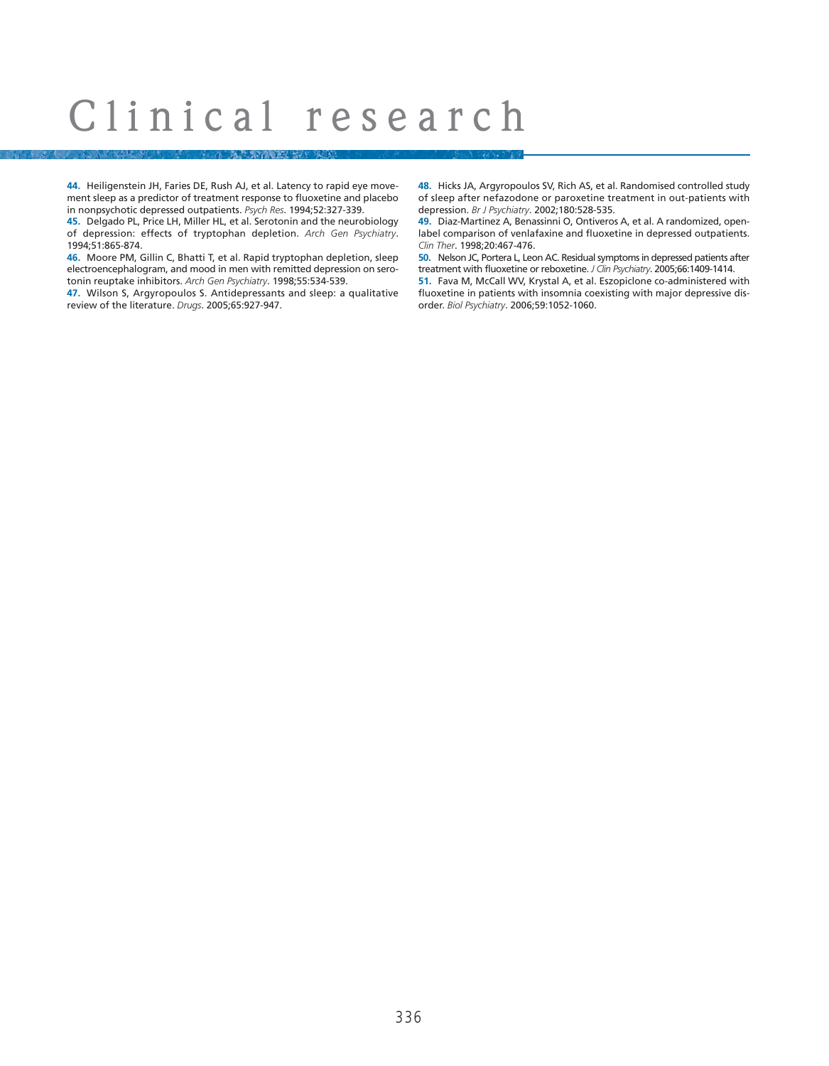44. Heiligenstein JH, Faries DE, Rush AJ, et al. Latency to rapid eye movement sleep as a predictor of treatment response to fluoxetine and placebo in nonpsychotic depressed outpatients. *Psych Res*. 1994;52:327-339.

45. Delgado PL, Price LH, Miller HL, et al. Serotonin and the neurobiology of depression: effects of tryptophan depletion. *Arch Gen Psychiatry*. 1994;51:865-874.

46. Moore PM, Gillin C, Bhatti T, et al. Rapid tryptophan depletion, sleep electroencephalogram, and mood in men with remitted depression on serotonin reuptake inhibitors. *Arch Gen Psychiatry*. 1998;55:534-539.

47. Wilson S, Argyropoulos S. Antidepressants and sleep: a qualitative review of the literature. *Drugs*. 2005;65:927-947.

48. Hicks JA, Argyropoulos SV, Rich AS, et al. Randomised controlled study of sleep after nefazodone or paroxetine treatment in out-patients with depression. *Br J Psychiatry*. 2002;180:528-535.

49. Diaz-Martinez A, Benassinni O, Ontiveros A, et al. A randomized, open-label comparison of venlafaxine and fluoxetine in depressed outpatients. *Clin Ther*. 1998;20:467-476.

50. Nelson JC, Portera L, Leon AC. Residual symptoms in depressed patients after treatment with fluoxetine or reboxetine. *J Clin Psychiatry*. 2005;66:1409-1414.

51. Fava M, McCall WV, Krystal A, et al. Eszopiclone co-administered with fluoxetine in patients with insomnia coexisting with major depressive disorder. *Biol Psychiatry*. 2006;59:1052-1060.